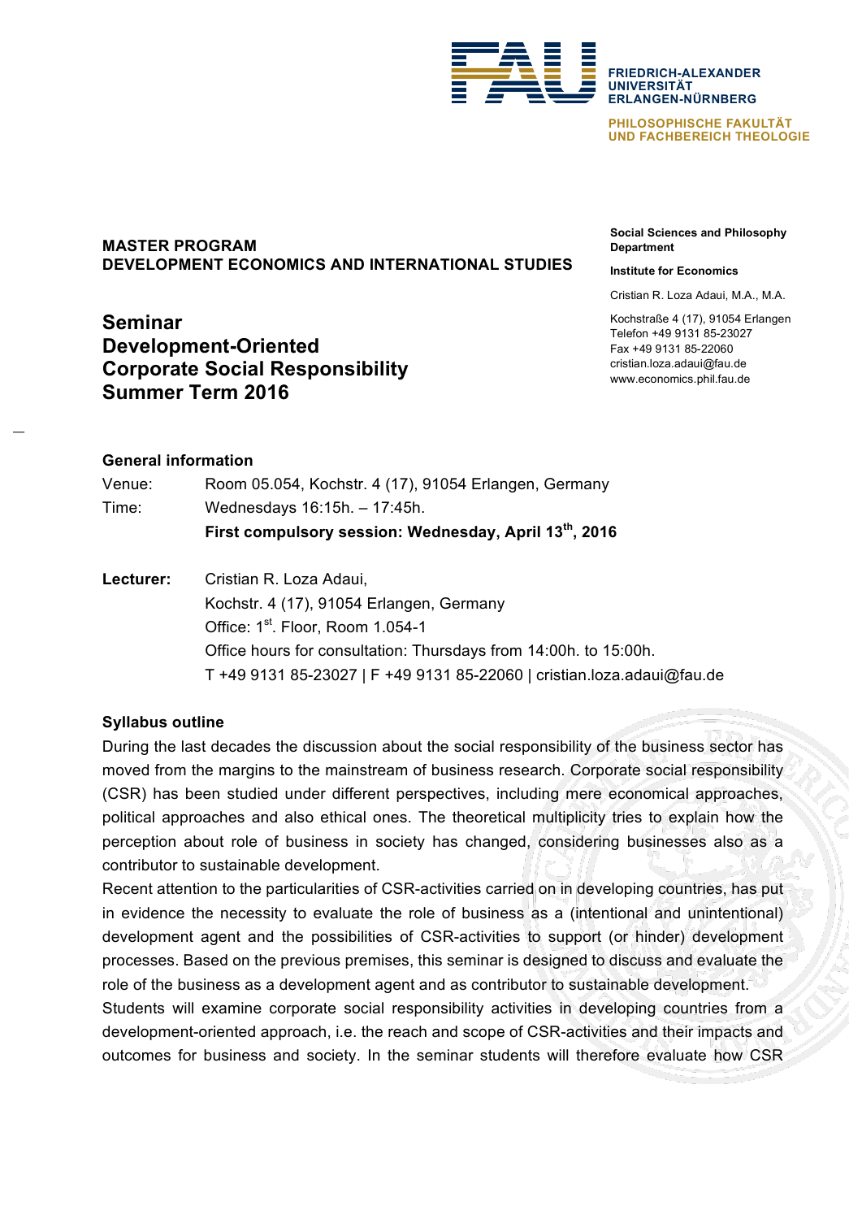FRIEDRICH-ALEXANDER
UNIVERSITÄT
ERLANGEN-NÜRNBERG

PHILOSOPHISCHE FAKULTÄT
UND FACHBEREICH THEOLOGIE

**Social Sciences and Philosophy Department**

**Institute for Economics**

Cristian R. Loza Adaui, M.A., M.A.

Kochstraße 4 (17), 91054 Erlangen
Telefon +49 9131 85-23027
Fax +49 9131 85-22060
cristian.loza.adaui@fau.de
www.economics.phil.fau.de

**MASTER PROGRAM**
**DEVELOPMENT ECONOMICS AND INTERNATIONAL STUDIES**

# Seminar Development-Oriented Corporate Social Responsibility Summer Term 2016

### General information

Venue: Room 05.054, Kochstr. 4 (17), 91054 Erlangen, Germany

Time: Wednesdays 16:15h. – 17:45h.

**First compulsory session: Wednesday, April 13th, 2016**

**Lecturer:** Cristian R. Loza Adaui,
Kochstr. 4 (17), 91054 Erlangen, Germany
Office: 1st. Floor, Room 1.054-1
Office hours for consultation: Thursdays from 14:00h. to 15:00h.
T +49 9131 85-23027 | F +49 9131 85-22060 | cristian.loza.adaui@fau.de

### Syllabus outline

During the last decades the discussion about the social responsibility of the business sector has moved from the margins to the mainstream of business research. Corporate social responsibility (CSR) has been studied under different perspectives, including mere economical approaches, political approaches and also ethical ones. The theoretical multiplicity tries to explain how the perception about role of business in society has changed, considering businesses also as a contributor to sustainable development.

Recent attention to the particularities of CSR-activities carried on in developing countries, has put in evidence the necessity to evaluate the role of business as a (intentional and unintentional) development agent and the possibilities of CSR-activities to support (or hinder) development processes. Based on the previous premises, this seminar is designed to discuss and evaluate the role of the business as a development agent and as contributor to sustainable development.

Students will examine corporate social responsibility activities in developing countries from a development-oriented approach, i.e. the reach and scope of CSR-activities and their impacts and outcomes for business and society. In the seminar students will therefore evaluate how CSR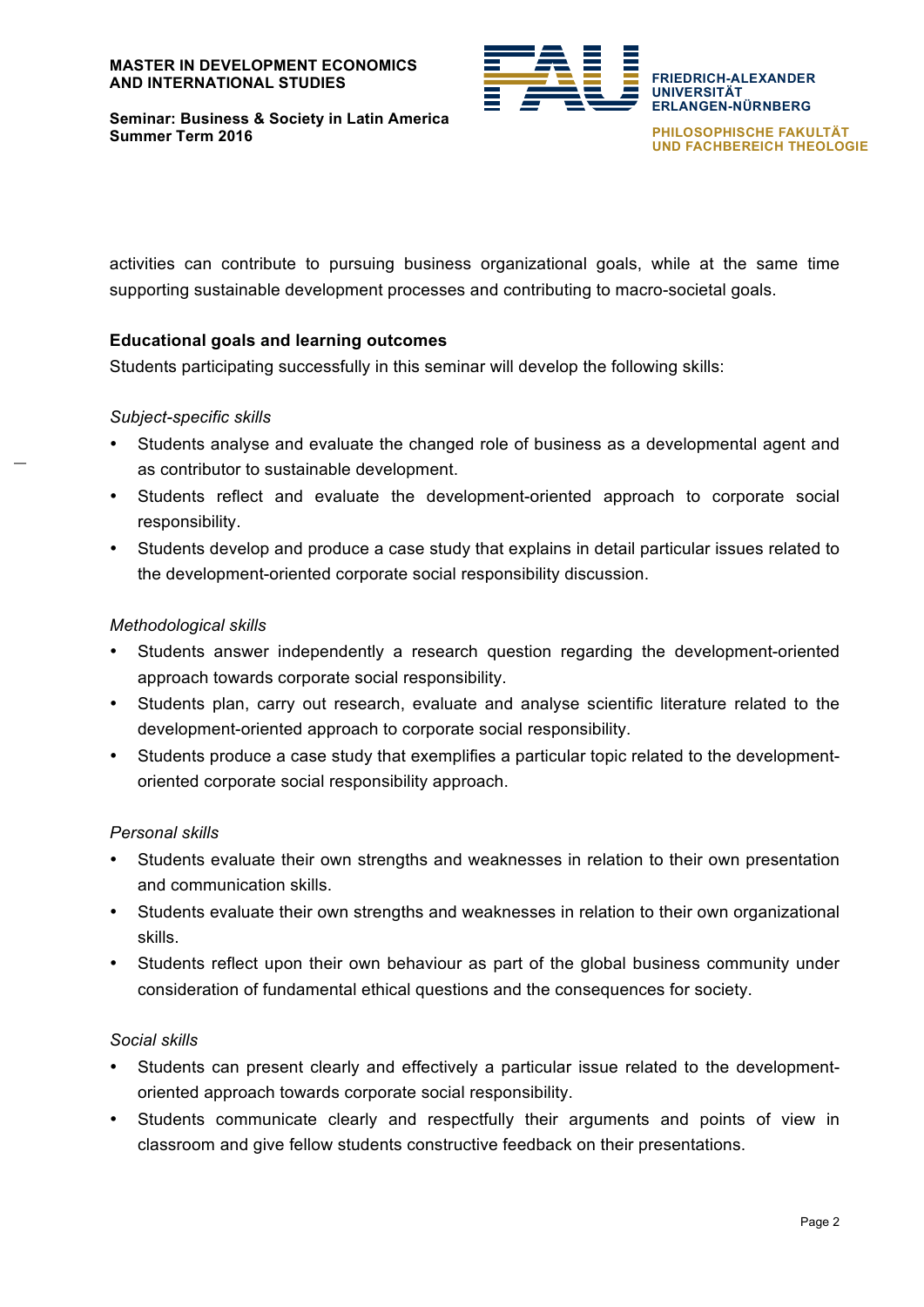activities can contribute to pursuing business organizational goals, while at the same time supporting sustainable development processes and contributing to macro-societal goals.

**Educational goals and learning outcomes**

Students participating successfully in this seminar will develop the following skills:

*Subject-specific skills*

- Students analyse and evaluate the changed role of business as a developmental agent and as contributor to sustainable development.
- Students reflect and evaluate the development-oriented approach to corporate social responsibility.
- Students develop and produce a case study that explains in detail particular issues related to the development-oriented corporate social responsibility discussion.

*Methodological skills*

- Students answer independently a research question regarding the development-oriented approach towards corporate social responsibility.
- Students plan, carry out research, evaluate and analyse scientific literature related to the development-oriented approach to corporate social responsibility.
- Students produce a case study that exemplifies a particular topic related to the development-oriented corporate social responsibility approach.

*Personal skills*

- Students evaluate their own strengths and weaknesses in relation to their own presentation and communication skills.
- Students evaluate their own strengths and weaknesses in relation to their own organizational skills.
- Students reflect upon their own behaviour as part of the global business community under consideration of fundamental ethical questions and the consequences for society.

*Social skills*

- Students can present clearly and effectively a particular issue related to the development-oriented approach towards corporate social responsibility.
- Students communicate clearly and respectfully their arguments and points of view in classroom and give fellow students constructive feedback on their presentations.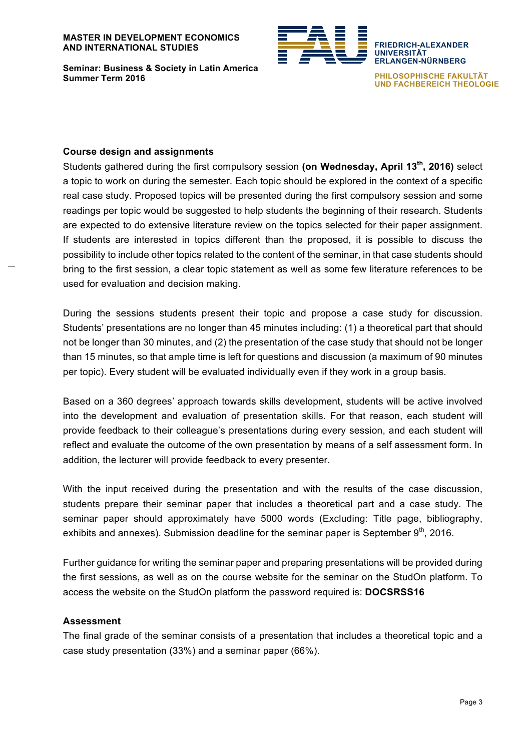### Course design and assignments

Students gathered during the first compulsory session **(on Wednesday, April 13th, 2016)** select a topic to work on during the semester. Each topic should be explored in the context of a specific real case study. Proposed topics will be presented during the first compulsory session and some readings per topic would be suggested to help students the beginning of their research. Students are expected to do extensive literature review on the topics selected for their paper assignment. If students are interested in topics different than the proposed, it is possible to discuss the possibility to include other topics related to the content of the seminar, in that case students should bring to the first session, a clear topic statement as well as some few literature references to be used for evaluation and decision making.

During the sessions students present their topic and propose a case study for discussion. Students' presentations are no longer than 45 minutes including: (1) a theoretical part that should not be longer than 30 minutes, and (2) the presentation of the case study that should not be longer than 15 minutes, so that ample time is left for questions and discussion (a maximum of 90 minutes per topic). Every student will be evaluated individually even if they work in a group basis.

Based on a 360 degrees' approach towards skills development, students will be active involved into the development and evaluation of presentation skills. For that reason, each student will provide feedback to their colleague's presentations during every session, and each student will reflect and evaluate the outcome of the own presentation by means of a self assessment form. In addition, the lecturer will provide feedback to every presenter.

With the input received during the presentation and with the results of the case discussion, students prepare their seminar paper that includes a theoretical part and a case study. The seminar paper should approximately have 5000 words (Excluding: Title page, bibliography, exhibits and annexes). Submission deadline for the seminar paper is September 9th, 2016.

Further guidance for writing the seminar paper and preparing presentations will be provided during the first sessions, as well as on the course website for the seminar on the StudOn platform. To access the website on the StudOn platform the password required is: **DOCSRSS16**

### Assessment

The final grade of the seminar consists of a presentation that includes a theoretical topic and a case study presentation (33%) and a seminar paper (66%).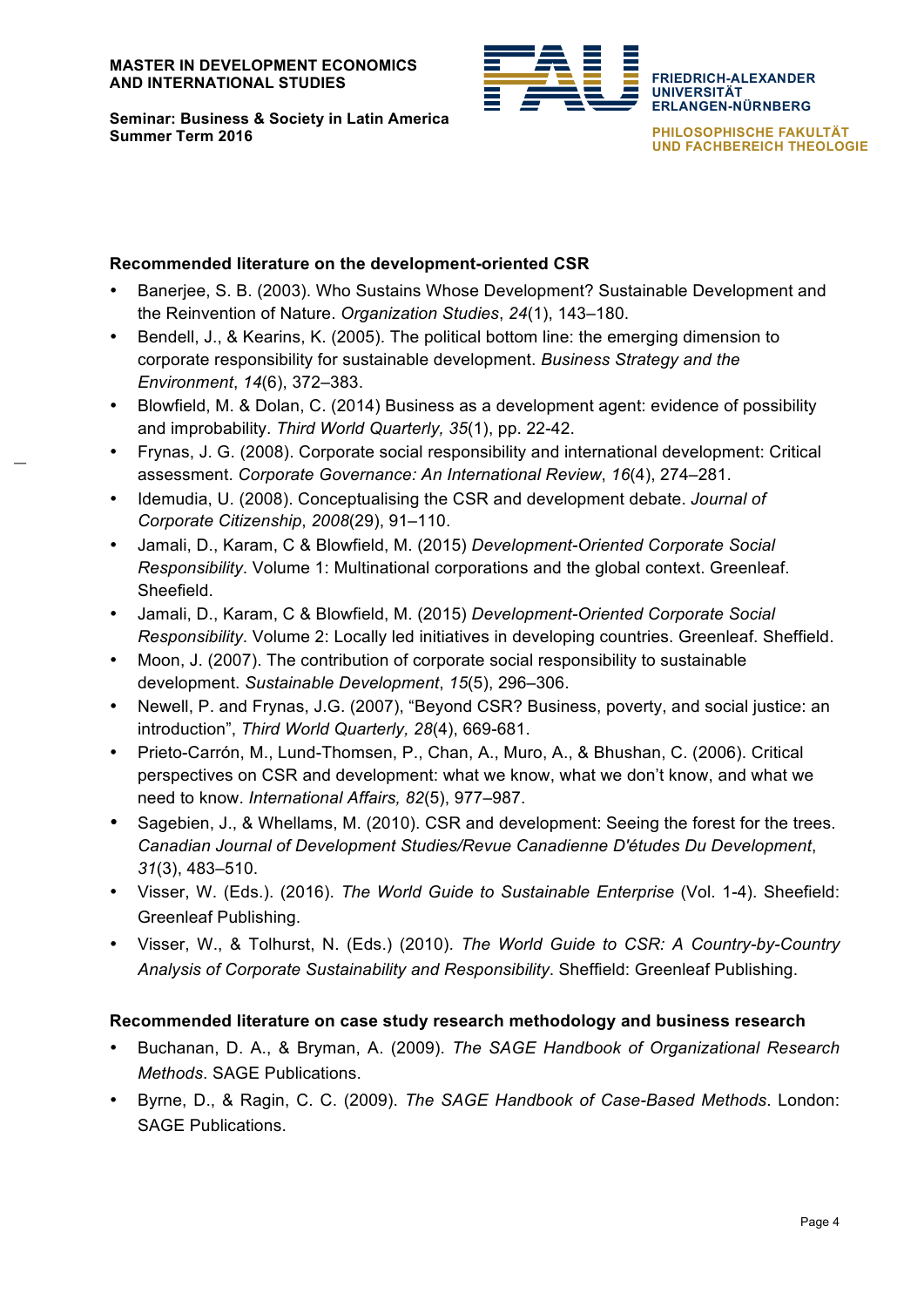**Recommended literature on the development-oriented CSR**

- Banerjee, S. B. (2003). Who Sustains Whose Development? Sustainable Development and the Reinvention of Nature. *Organization Studies*, *24*(1), 143–180.
- Bendell, J., & Kearins, K. (2005). The political bottom line: the emerging dimension to corporate responsibility for sustainable development. *Business Strategy and the Environment*, *14*(6), 372–383.
- Blowfield, M. & Dolan, C. (2014) Business as a development agent: evidence of possibility and improbability. *Third World Quarterly, 35*(1), pp. 22-42.
- Frynas, J. G. (2008). Corporate social responsibility and international development: Critical assessment. *Corporate Governance: An International Review*, *16*(4), 274–281.
- Idemudia, U. (2008). Conceptualising the CSR and development debate. *Journal of Corporate Citizenship*, *2008*(29), 91–110.
- Jamali, D., Karam, C & Blowfield, M. (2015) *Development-Oriented Corporate Social Responsibility*. Volume 1: Multinational corporations and the global context. Greenleaf. Sheefield.
- Jamali, D., Karam, C & Blowfield, M. (2015) *Development-Oriented Corporate Social Responsibility*. Volume 2: Locally led initiatives in developing countries. Greenleaf. Sheffield.
- Moon, J. (2007). The contribution of corporate social responsibility to sustainable development. *Sustainable Development*, *15*(5), 296–306.
- Newell, P. and Frynas, J.G. (2007), "Beyond CSR? Business, poverty, and social justice: an introduction", *Third World Quarterly, 28*(4), 669-681.
- Prieto-Carrón, M., Lund-Thomsen, P., Chan, A., Muro, A., & Bhushan, C. (2006). Critical perspectives on CSR and development: what we know, what we don't know, and what we need to know. *International Affairs, 82*(5), 977–987.
- Sagebien, J., & Whellams, M. (2010). CSR and development: Seeing the forest for the trees. *Canadian Journal of Development Studies/Revue Canadienne D'études Du Development*, *31*(3), 483–510.
- Visser, W. (Eds.). (2016). *The World Guide to Sustainable Enterprise* (Vol. 1-4). Sheefield: Greenleaf Publishing.
- Visser, W., & Tolhurst, N. (Eds.) (2010). *The World Guide to CSR: A Country-by-Country Analysis of Corporate Sustainability and Responsibility*. Sheffield: Greenleaf Publishing.

**Recommended literature on case study research methodology and business research**

- Buchanan, D. A., & Bryman, A. (2009). *The SAGE Handbook of Organizational Research Methods*. SAGE Publications.
- Byrne, D., & Ragin, C. C. (2009). *The SAGE Handbook of Case-Based Methods*. London: SAGE Publications.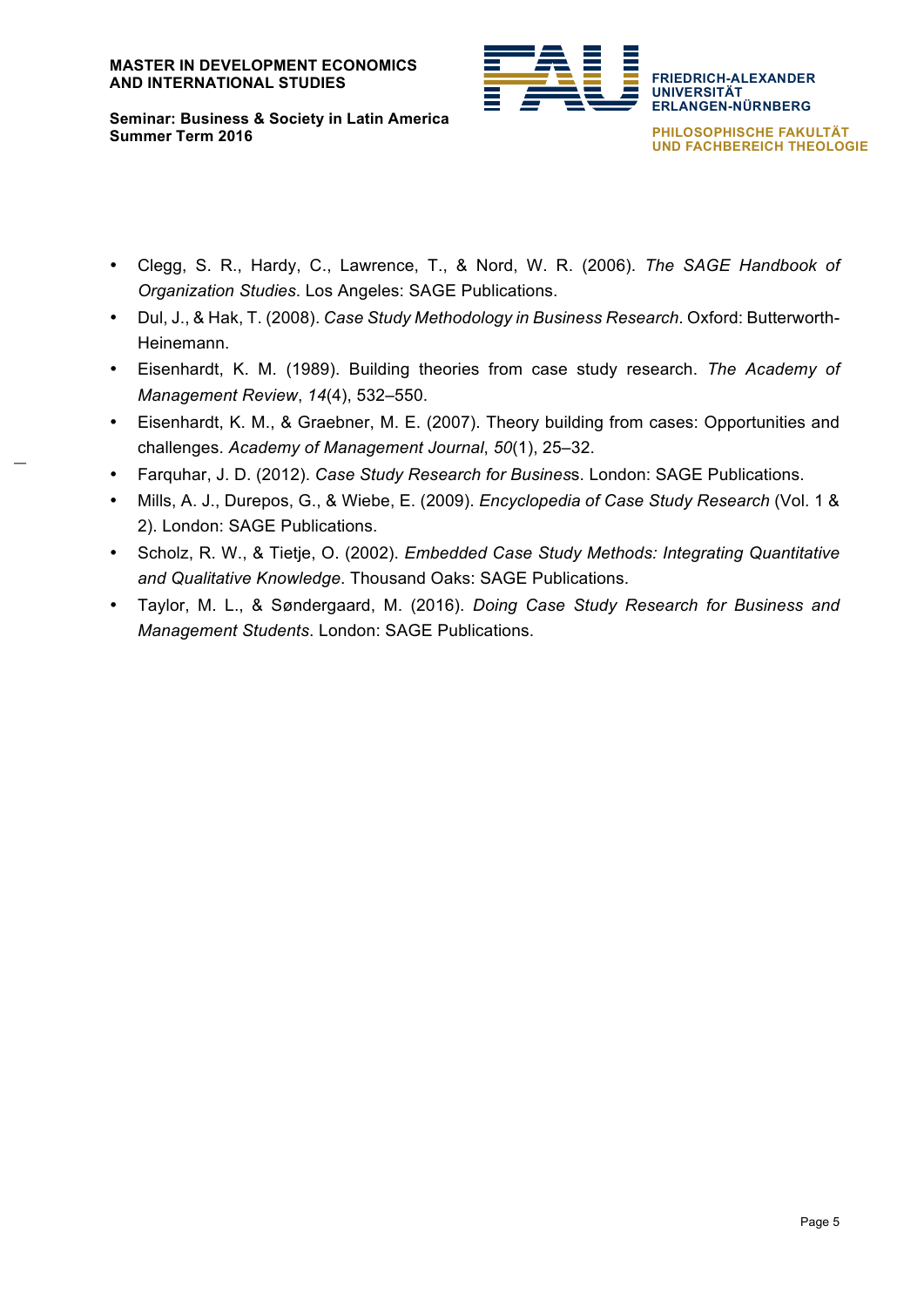- Clegg, S. R., Hardy, C., Lawrence, T., & Nord, W. R. (2006). *The SAGE Handbook of Organization Studies*. Los Angeles: SAGE Publications.
- Dul, J., & Hak, T. (2008). *Case Study Methodology in Business Research*. Oxford: Butterworth-Heinemann.
- Eisenhardt, K. M. (1989). Building theories from case study research. *The Academy of Management Review*, *14*(4), 532–550.
- Eisenhardt, K. M., & Graebner, M. E. (2007). Theory building from cases: Opportunities and challenges. *Academy of Management Journal*, *50*(1), 25–32.
- Farquhar, J. D. (2012). *Case Study Research for Business*. London: SAGE Publications.
- Mills, A. J., Durepos, G., & Wiebe, E. (2009). *Encyclopedia of Case Study Research* (Vol. 1 & 2). London: SAGE Publications.
- Scholz, R. W., & Tietje, O. (2002). *Embedded Case Study Methods: Integrating Quantitative and Qualitative Knowledge*. Thousand Oaks: SAGE Publications.
- Taylor, M. L., & Søndergaard, M. (2016). *Doing Case Study Research for Business and Management Students*. London: SAGE Publications.